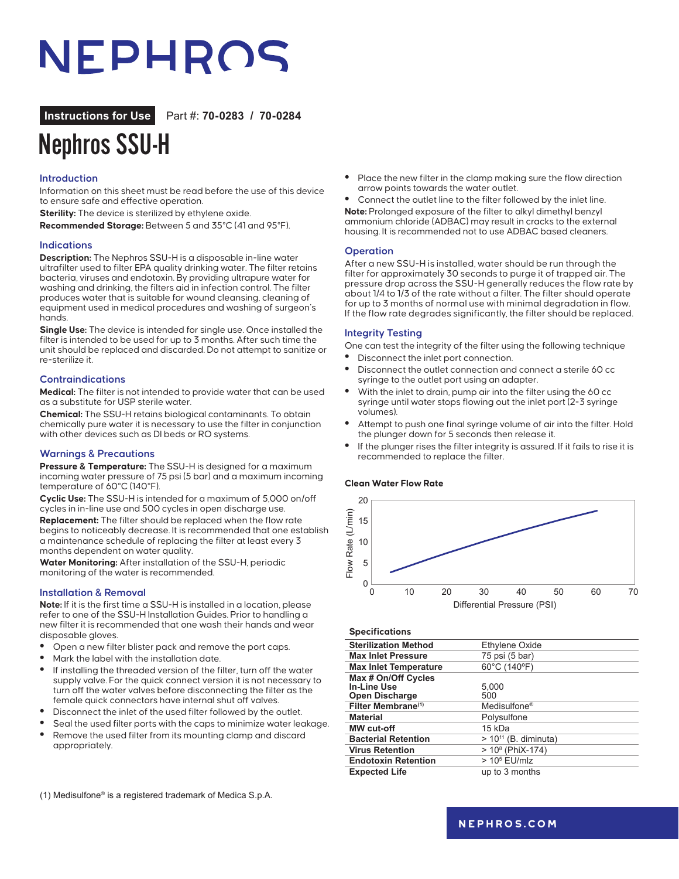# NEPHROS

**Instructions for Use** Part #: **70-0283 / 70-0284**

# Nephros SSU-H

## Introduction

Information on this sheet must be read before the use of this device to ensure safe and effective operation.

**Sterility:** The device is sterilized by ethylene oxide.

**Recommended Storage:** Between 5 and 35°C (41 and 95°F).

## Indications

**Description:** The Nephros SSU-H is a disposable in-line water ultrafilter used to filter EPA quality drinking water. The filter retains bacteria, viruses and endotoxin. By providing ultrapure water for washing and drinking, the filters aid in infection control. The filter produces water that is suitable for wound cleansing, cleaning of equipment used in medical procedures and washing of surgeon's hands.

**Single Use:** The device is intended for single use. Once installed the filter is intended to be used for up to 3 months. After such time the unit should be replaced and discarded. Do not attempt to sanitize or re-sterilize it.

## Contraindications

**Medical:** The filter is not intended to provide water that can be used as a substitute for USP sterile water.

**Chemical:** The SSU-H retains biological contaminants. To obtain chemically pure water it is necessary to use the filter in conjunction with other devices such as DI beds or RO systems.

## Warnings & Precautions

**Pressure & Temperature:** The SSU-H is designed for a maximum incoming water pressure of 75 psi (5 bar) and a maximum incoming temperature of 60°C (140°F).

**Cyclic Use:** The SSU-H is intended for a maximum of 5,000 on/off cycles in in-line use and 500 cycles in open discharge use.

**Replacement:** The filter should be replaced when the flow rate begins to noticeably decrease. It is recommended that one establish a maintenance schedule of replacing the filter at least every 3 months dependent on water quality.

**Water Monitoring:** After installation of the SSU-H, periodic monitoring of the water is recommended.

## Installation & Removal

**Note:** If it is the first time a SSU-H is installed in a location, please refer to one of the SSU-H Installation Guides. Prior to handling a new filter it is recommended that one wash their hands and wear disposable gloves.

- Open a new filter blister pack and remove the port caps.
- Mark the label with the installation date.
- If installing the threaded version of the filter, turn off the water supply valve. For the quick connect version it is not necessary to turn off the water valves before disconnecting the filter as the female quick connectors have internal shut off valves.
- Disconnect the inlet of the used filter followed by the outlet.
- Seal the used filter ports with the caps to minimize water leakage.
- Remove the used filter from its mounting clamp and discard appropriately.
- Place the new filter in the clamp making sure the flow direction arrow points towards the water outlet.
- Connect the outlet line to the filter followed by the inlet line.

**Note:** Prolonged exposure of the filter to alkyl dimethyl benzyl ammonium chloride (ADBAC) may result in cracks to the external housing. It is recommended not to use ADBAC based cleaners.

## Operation

After a new SSU-H is installed, water should be run through the filter for approximately 30 seconds to purge it of trapped air. The pressure drop across the SSU-H generally reduces the flow rate by about 1/4 to 1/3 of the rate without a filter. The filter should operate for up to 3 months of normal use with minimal degradation in flow. If the flow rate degrades significantly, the filter should be replaced.

## Integrity Testing

One can test the integrity of the filter using the following technique

- Disconnect the inlet port connection.
- Disconnect the outlet connection and connect a sterile 60 cc syringe to the outlet port using an adapter.
- With the inlet to drain, pump air into the filter using the 60 cc syringe until water stops flowing out the inlet port (2-3 syringe volumes).
- Attempt to push one final syringe volume of air into the filter. Hold the plunger down for 5 seconds then release it.
- If the plunger rises the filter integrity is assured. If it fails to rise it is recommended to replace the filter.

**Clean Water Flow Rate**

Flow Rate (L/min) vs. Differential Pressure (PSI)

### Specifications

| Specifications | |
|---|---|
| **Sterilization Method** | Ethylene Oxide |
| **Max Inlet Pressure** | 75 psi (5 bar) |
| **Max Inlet Temperature** | 60°C (140°F) |
| **Max # On/Off Cycles** | |
| **In-Line Use** | 5,000 |
| **Open Discharge** | 500 |
| **Filter Membrane[(1)]** | Medisulfone® |
| **Material** | Polysulfone |
| **MW cut-off** | 15 kDa |
| **Bacterial Retention** | > $10^{11}$ (B. diminuta) |
| **Virus Retention** | > $10^{8}$ (PhiX-174) |
| **Endotoxin Retention** | > $10^{5}$ EU/mlz |
| **Expected Life** | up to 3 months |

(1) Medisulfone® is a registered trademark of Medica S.p.A.

NEPHROS.COM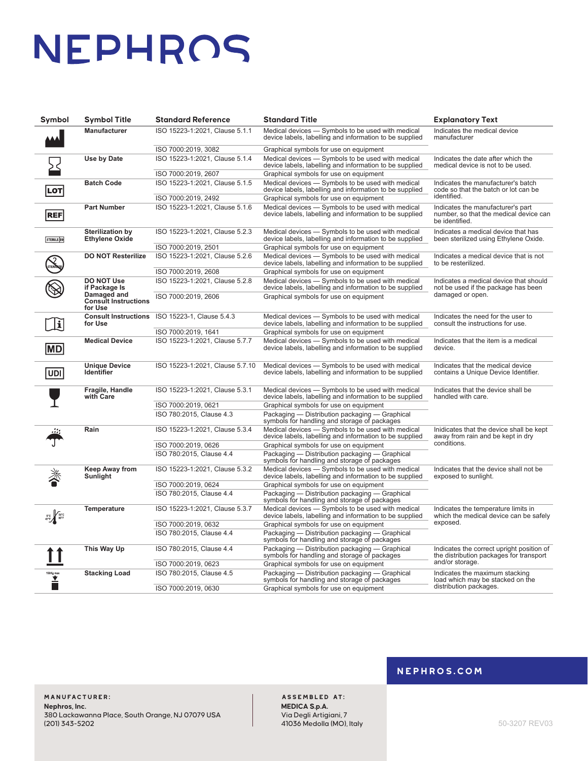# NEPHROS

| Symbol | Symbol Title | Standard Reference | Standard Title | Explanatory Text |
|---|---|---|---|---|
| | **Manufacturer** | ISO 15223-1:2021, Clause 5.1.1 | Medical devices — Symbols to be used with medical device labels, labelling and information to be supplied | Indicates the medical device manufacturer |
| | | ISO 7000:2019, 3082 | Graphical symbols for use on equipment | |
| | **Use by Date** | ISO 15223-1:2021, Clause 5.1.4 | Medical devices — Symbols to be used with medical device labels, labelling and information to be supplied | Indicates the date after which the medical device is not to be used. |
| | | ISO 7000:2019, 2607 | Graphical symbols for use on equipment | |
| LOT | **Batch Code** | ISO 15223-1:2021, Clause 5.1.5 | Medical devices — Symbols to be used with medical device labels, labelling and information to be supplied | Indicates the manufacturer's batch code so that the batch or lot can be identified. |
| | | ISO 7000:2019, 2492 | Graphical symbols for use on equipment | |
| REF | **Part Number** | ISO 15223-1:2021, Clause 5.1.6 | Medical devices — Symbols to be used with medical device labels, labelling and information to be supplied | Indicates the manufacturer's part number, so that the medical device can be identified. |
| STERILE EO | **Sterilization by Ethylene Oxide** | ISO 15223-1:2021, Clause 5.2.3 | Medical devices — Symbols to be used with medical device labels, labelling and information to be supplied | Indicates a medical device that has been sterilized using Ethylene Oxide. |
| | | ISO 7000:2019, 2501 | Graphical symbols for use on equipment | |
| STERILIZE | **DO NOT Resterilize** | ISO 15223-1:2021, Clause 5.2.6 | Medical devices — Symbols to be used with medical device labels, labelling and information to be supplied | Indicates a medical device that is not to be resterilized. |
| | | ISO 7000:2019, 2608 | Graphical symbols for use on equipment | |
| | **DO NOT Use if Package Is Damaged and Consult Instructions for Use** | ISO 15223-1:2021, Clause 5.2.8 | Medical devices — Symbols to be used with medical device labels, labelling and information to be supplied | Indicates a medical device that should not be used if the package has been damaged or open. |
| | | ISO 7000:2019, 2606 | Graphical symbols for use on equipment | |
| | **Consult Instructions for Use** | ISO 15223-1, Clause 5.4.3 | Medical devices — Symbols to be used with medical device labels, labelling and information to be supplied | Indicates the need for the user to consult the instructions for use. |
| | | ISO 7000:2019, 1641 | Graphical symbols for use on equipment | |
| MD | **Medical Device** | ISO 15223-1:2021, Clause 5.7.7 | Medical devices — Symbols to be used with medical device labels, labelling and information to be supplied | Indicates that the item is a medical device. |
| UDI | **Unique Device Identifier** | ISO 15223-1:2021, Clause 5.7.10 | Medical devices — Symbols to be used with medical device labels, labelling and information to be supplied | Indicates that the medical device contains a Unique Device Identifier. |
| | **Fragile, Handle with Care** | ISO 15223-1:2021, Clause 5.3.1 | Medical devices — Symbols to be used with medical device labels, labelling and information to be supplied | Indicates that the device shall be handled with care. |
| | | ISO 7000:2019, 0621 | Graphical symbols for use on equipment | |
| | | ISO 780:2015, Clause 4.3 | Packaging — Distribution packaging — Graphical symbols for handling and storage of packages | |
| | **Rain** | ISO 15223-1:2021, Clause 5.3.4 | Medical devices — Symbols to be used with medical device labels, labelling and information to be supplied | Inidicates that the device shall be kept away from rain and be kept in dry conditions. |
| | | ISO 7000:2019, 0626 | Graphical symbols for use on equipment | |
| | | ISO 780:2015, Clause 4.4 | Packaging — Distribution packaging — Graphical symbols for handling and storage of packages | |
| | **Keep Away from Sunlight** | ISO 15223-1:2021, Clause 5.3.2 | Medical devices — Symbols to be used with medical device labels, labelling and information to be supplied | Indicates that the device shall not be exposed to sunlight. |
| | | ISO 7000:2019, 0624 | Graphical symbols for use on equipment | |
| | | ISO 780:2015, Clause 4.4 | Packaging — Distribution packaging — Graphical symbols for handling and storage of packages | |
| 5°C 41°F / 35°C 95°F | **Temperature** | ISO 15223-1:2021, Clause 5.3.7 | Medical devices — Symbols to be used with medical device labels, labelling and information to be supplied | Indicates the temperature limits in which the medical device can be safely exposed. |
| | | ISO 7000:2019, 0632 | Graphical symbols for use on equipment | |
| | | ISO 780:2015, Clause 4.4 | Packaging — Distribution packaging — Graphical symbols for handling and storage of packages | |
| | **This Way Up** | ISO 780:2015, Clause 4.4 | Packaging — Distribution packaging — Graphical symbols for handling and storage of packages | Indicates the correct upright position of the distribution packages for transport and/or storage. |
| | | ISO 7000:2019, 0623 | Graphical symbols for use on equipment | |
| 150Kg max | **Stacking Load** | ISO 780:2015, Clause 4.5 | Packaging — Distribution packaging — Graphical symbols for handling and storage of packages | Indicates the maximum stacking load which may be stacked on the distribution packages. |
| | | ISO 7000:2019, 0630 | Graphical symbols for use on equipment | |

NEPHROS.COM

**MANUFACTURER:**
**Nephros, Inc.**
380 Lackawanna Place, South Orange, NJ 07079 USA
(201) 343-5202

**ASSEMBLED AT:**
**MEDICA S.p.A.**
Via Degli Artigiani, 7
41036 Medolla (MO), Italy

50-3207 REV03